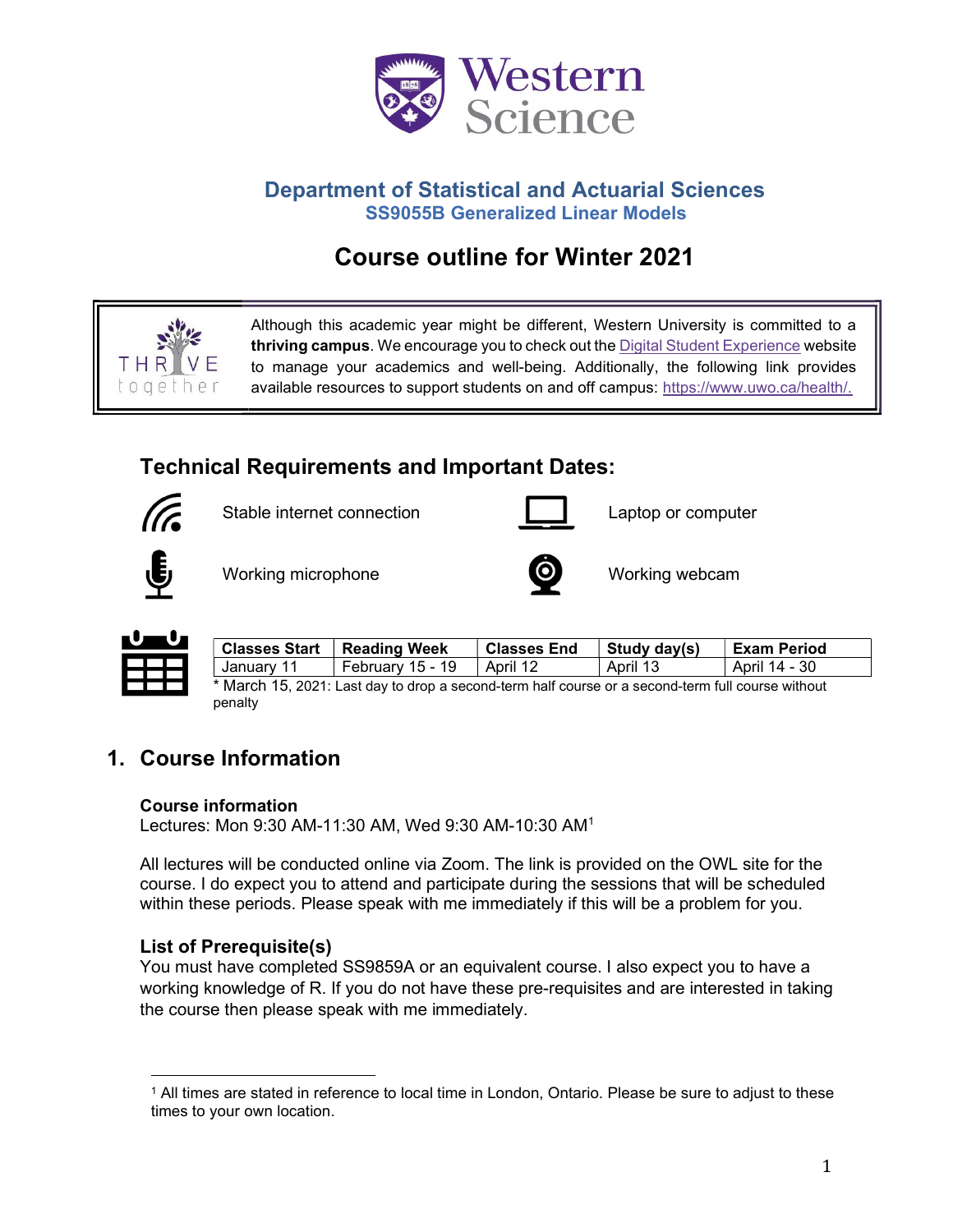# Department of Statistical and Actuarial Sciences

## SS9055B Generalized Linear Models

# Course outline for Winter 2021

Although this academic year might be different, Western University is committed to a **thriving campus**. We encourage you to check out the Digital Student Experience website to manage your academics and well-being. Additionally, the following link provides available resources to support students on and off campus: https://www.uwo.ca/health/.

## Technical Requirements and Important Dates:

- Stable internet connection
- Laptop or computer
- Working microphone
- Working webcam

| Classes Start | Reading Week | Classes End | Study day(s) | Exam Period |
|---|---|---|---|---|
| January 11 | February 15 - 19 | April 12 | April 13 | April 14 - 30 |

* March 15, 2021: Last day to drop a second-term half course or a second-term full course without penalty

## 1. Course Information

### Course information

Lectures: Mon 9:30 AM-11:30 AM, Wed 9:30 AM-10:30 AM[1]

All lectures will be conducted online via Zoom. The link is provided on the OWL site for the course. I do expect you to attend and participate during the sessions that will be scheduled within these periods. Please speak with me immediately if this will be a problem for you.

### List of Prerequisite(s)

You must have completed SS9859A or an equivalent course. I also expect you to have a working knowledge of R. If you do not have these pre-requisites and are interested in taking the course then please speak with me immediately.

---

[1] All times are stated in reference to local time in London, Ontario. Please be sure to adjust to these times to your own location.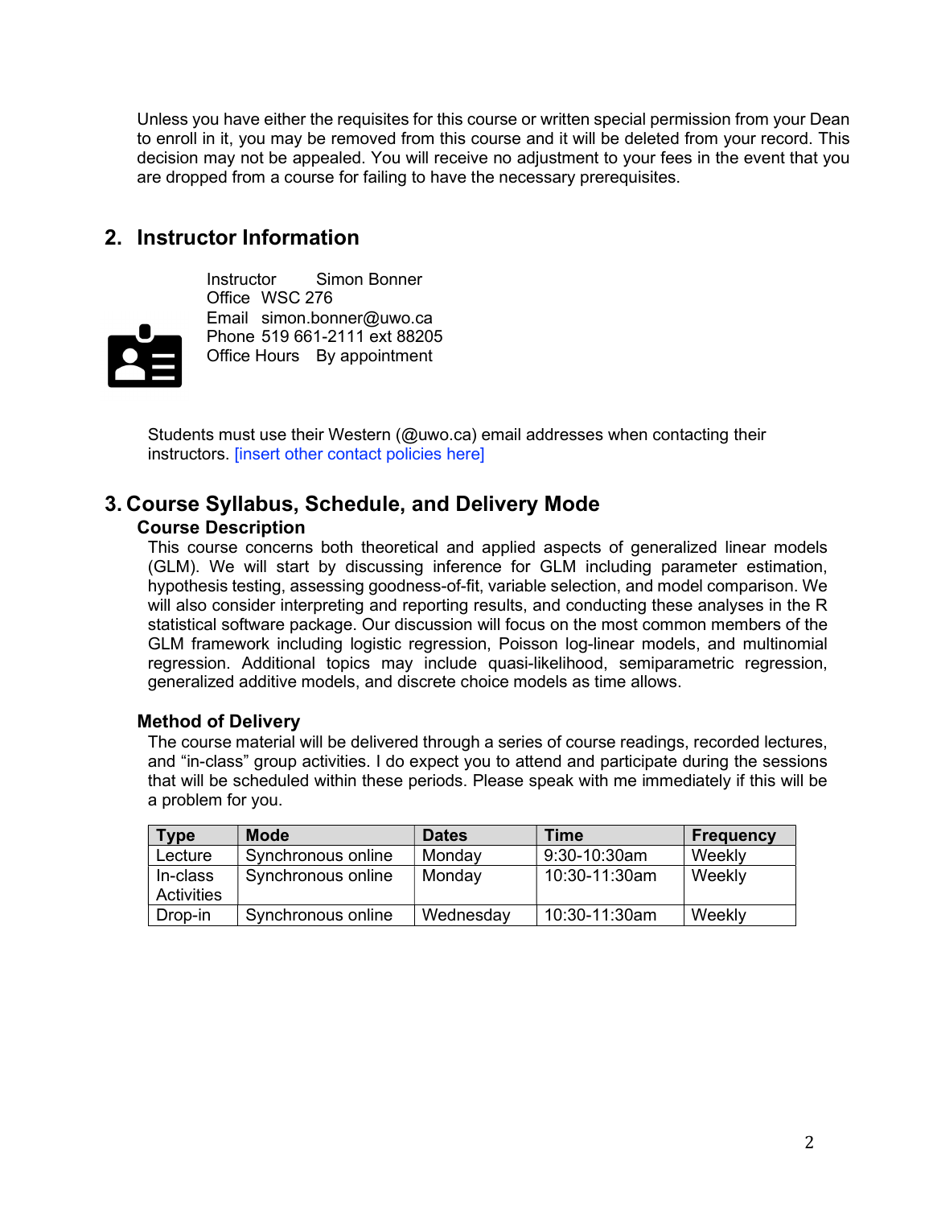Unless you have either the requisites for this course or written special permission from your Dean to enroll in it, you may be removed from this course and it will be deleted from your record. This decision may not be appealed. You will receive no adjustment to your fees in the event that you are dropped from a course for failing to have the necessary prerequisites.

## 2. Instructor Information

Instructor Simon Bonner
Office WSC 276
Email simon.bonner@uwo.ca
Phone 519 661-2111 ext 88205
Office Hours By appointment

Students must use their Western (@uwo.ca) email addresses when contacting their instructors. [insert other contact policies here]

## 3. Course Syllabus, Schedule, and Delivery Mode

### Course Description

This course concerns both theoretical and applied aspects of generalized linear models (GLM). We will start by discussing inference for GLM including parameter estimation, hypothesis testing, assessing goodness-of-fit, variable selection, and model comparison. We will also consider interpreting and reporting results, and conducting these analyses in the R statistical software package. Our discussion will focus on the most common members of the GLM framework including logistic regression, Poisson log-linear models, and multinomial regression. Additional topics may include quasi-likelihood, semiparametric regression, generalized additive models, and discrete choice models as time allows.

### Method of Delivery

The course material will be delivered through a series of course readings, recorded lectures, and "in-class" group activities. I do expect you to attend and participate during the sessions that will be scheduled within these periods. Please speak with me immediately if this will be a problem for you.

| Type | Mode | Dates | Time | Frequency |
|---|---|---|---|---|
| Lecture | Synchronous online | Monday | 9:30-10:30am | Weekly |
| In-class Activities | Synchronous online | Monday | 10:30-11:30am | Weekly |
| Drop-in | Synchronous online | Wednesday | 10:30-11:30am | Weekly |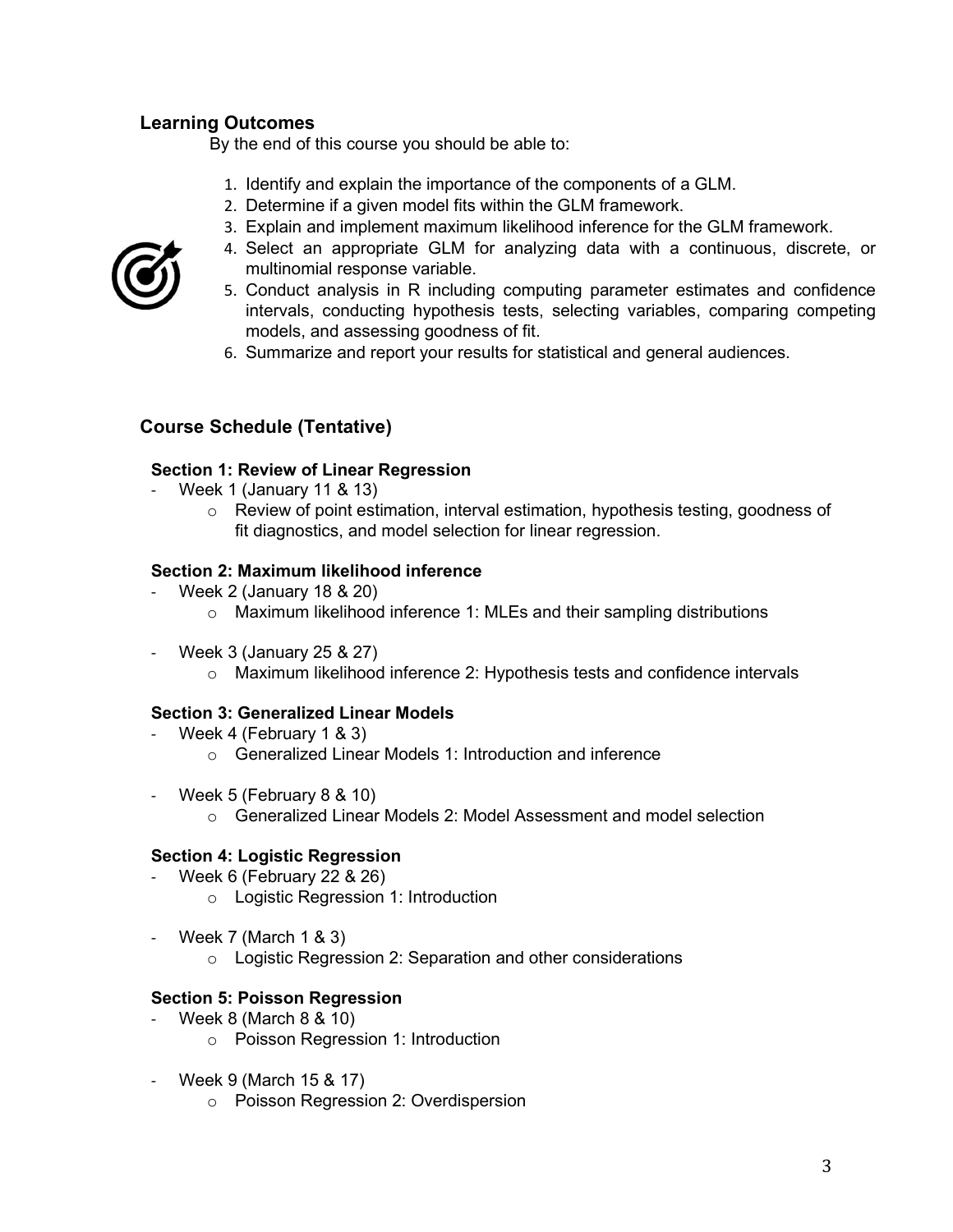## Learning Outcomes

By the end of this course you should be able to:

1. Identify and explain the importance of the components of a GLM.
2. Determine if a given model fits within the GLM framework.
3. Explain and implement maximum likelihood inference for the GLM framework.
4. Select an appropriate GLM for analyzing data with a continuous, discrete, or multinomial response variable.
5. Conduct analysis in R including computing parameter estimates and confidence intervals, conducting hypothesis tests, selecting variables, comparing competing models, and assessing goodness of fit.
6. Summarize and report your results for statistical and general audiences.

## Course Schedule (Tentative)

### Section 1: Review of Linear Regression

- Week 1 (January 11 & 13)
  - Review of point estimation, interval estimation, hypothesis testing, goodness of fit diagnostics, and model selection for linear regression.

### Section 2: Maximum likelihood inference

- Week 2 (January 18 & 20)
  - Maximum likelihood inference 1: MLEs and their sampling distributions
- Week 3 (January 25 & 27)
  - Maximum likelihood inference 2: Hypothesis tests and confidence intervals

### Section 3: Generalized Linear Models

- Week 4 (February 1 & 3)
  - Generalized Linear Models 1: Introduction and inference
- Week 5 (February 8 & 10)
  - Generalized Linear Models 2: Model Assessment and model selection

### Section 4: Logistic Regression

- Week 6 (February 22 & 26)
  - Logistic Regression 1: Introduction
- Week 7 (March 1 & 3)
  - Logistic Regression 2: Separation and other considerations

### Section 5: Poisson Regression

- Week 8 (March 8 & 10)
  - Poisson Regression 1: Introduction
- Week 9 (March 15 & 17)
  - Poisson Regression 2: Overdispersion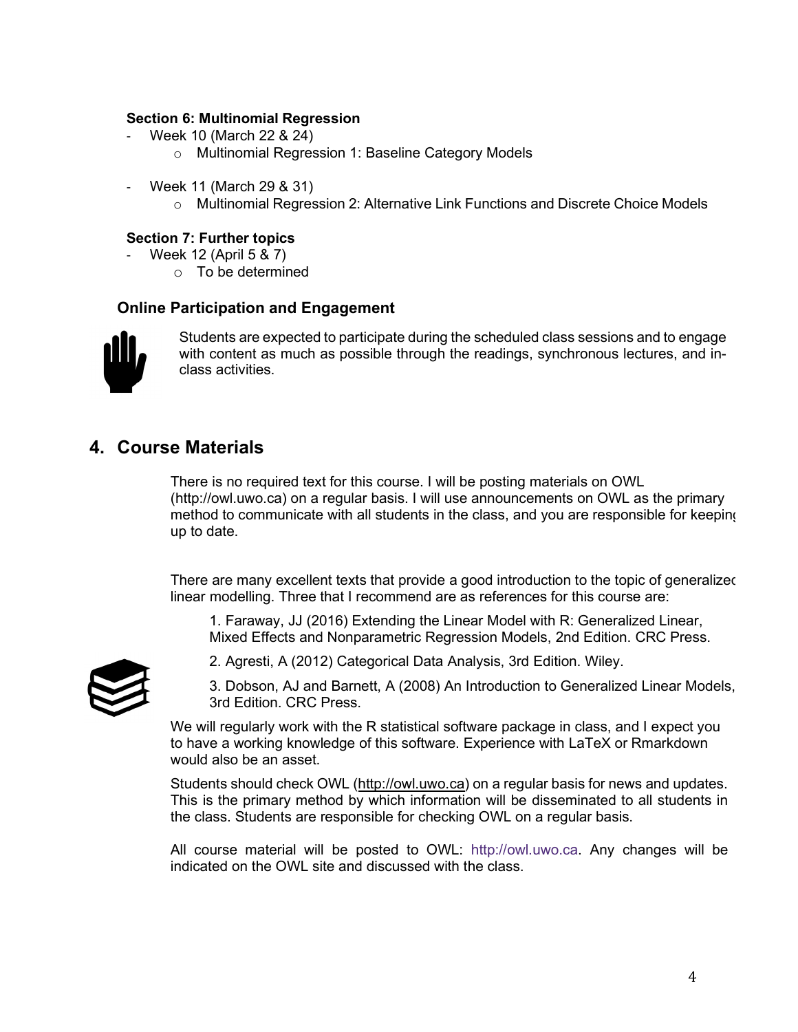**Section 6: Multinomial Regression**

- Week 10 (March 22 & 24)
    - Multinomial Regression 1: Baseline Category Models

- Week 11 (March 29 & 31)
    - Multinomial Regression 2: Alternative Link Functions and Discrete Choice Models

**Section 7: Further topics**

- Week 12 (April 5 & 7)
    - To be determined

### Online Participation and Engagement

Students are expected to participate during the scheduled class sessions and to engage with content as much as possible through the readings, synchronous lectures, and in-class activities.

## 4. Course Materials

There is no required text for this course. I will be posting materials on OWL (http://owl.uwo.ca) on a regular basis. I will use announcements on OWL as the primary method to communicate with all students in the class, and you are responsible for keeping up to date.

There are many excellent texts that provide a good introduction to the topic of generalized linear modelling. Three that I recommend are as references for this course are:

1. Faraway, JJ (2016) Extending the Linear Model with R: Generalized Linear, Mixed Effects and Nonparametric Regression Models, 2nd Edition. CRC Press.
2. Agresti, A (2012) Categorical Data Analysis, 3rd Edition. Wiley.
3. Dobson, AJ and Barnett, A (2008) An Introduction to Generalized Linear Models, 3rd Edition. CRC Press.

We will regularly work with the R statistical software package in class, and I expect you to have a working knowledge of this software. Experience with LaTeX or Rmarkdown would also be an asset.

Students should check OWL (http://owl.uwo.ca) on a regular basis for news and updates. This is the primary method by which information will be disseminated to all students in the class. Students are responsible for checking OWL on a regular basis.

All course material will be posted to OWL: http://owl.uwo.ca. Any changes will be indicated on the OWL site and discussed with the class.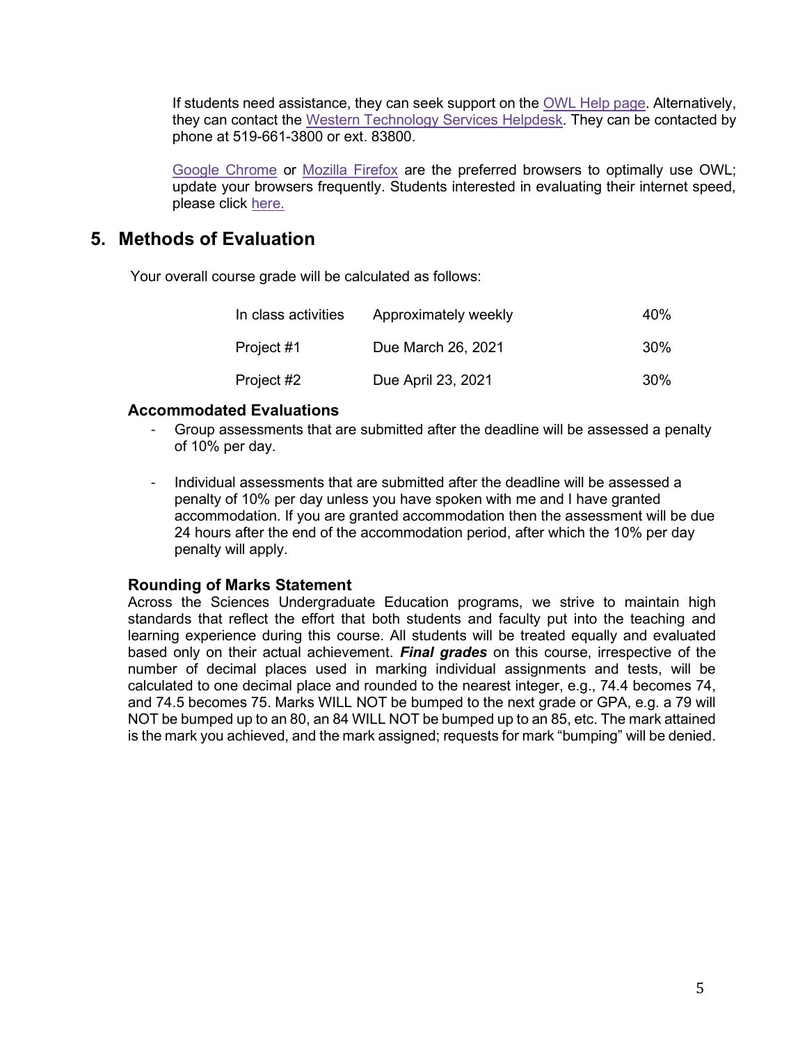If students need assistance, they can seek support on the OWL Help page. Alternatively, they can contact the Western Technology Services Helpdesk. They can be contacted by phone at 519-661-3800 or ext. 83800.

Google Chrome or Mozilla Firefox are the preferred browsers to optimally use OWL; update your browsers frequently. Students interested in evaluating their internet speed, please click here.

## 5. Methods of Evaluation

Your overall course grade will be calculated as follows:

| | | |
|---|---|---|
| In class activities | Approximately weekly | 40% |
| Project #1 | Due March 26, 2021 | 30% |
| Project #2 | Due April 23, 2021 | 30% |

### Accommodated Evaluations

- Group assessments that are submitted after the deadline will be assessed a penalty of 10% per day.
- Individual assessments that are submitted after the deadline will be assessed a penalty of 10% per day unless you have spoken with me and I have granted accommodation. If you are granted accommodation then the assessment will be due 24 hours after the end of the accommodation period, after which the 10% per day penalty will apply.

### Rounding of Marks Statement

Across the Sciences Undergraduate Education programs, we strive to maintain high standards that reflect the effort that both students and faculty put into the teaching and learning experience during this course. All students will be treated equally and evaluated based only on their actual achievement. ***Final grades*** on this course, irrespective of the number of decimal places used in marking individual assignments and tests, will be calculated to one decimal place and rounded to the nearest integer, e.g., 74.4 becomes 74, and 74.5 becomes 75. Marks WILL NOT be bumped to the next grade or GPA, e.g. a 79 will NOT be bumped up to an 80, an 84 WILL NOT be bumped up to an 85, etc. The mark attained is the mark you achieved, and the mark assigned; requests for mark "bumping" will be denied.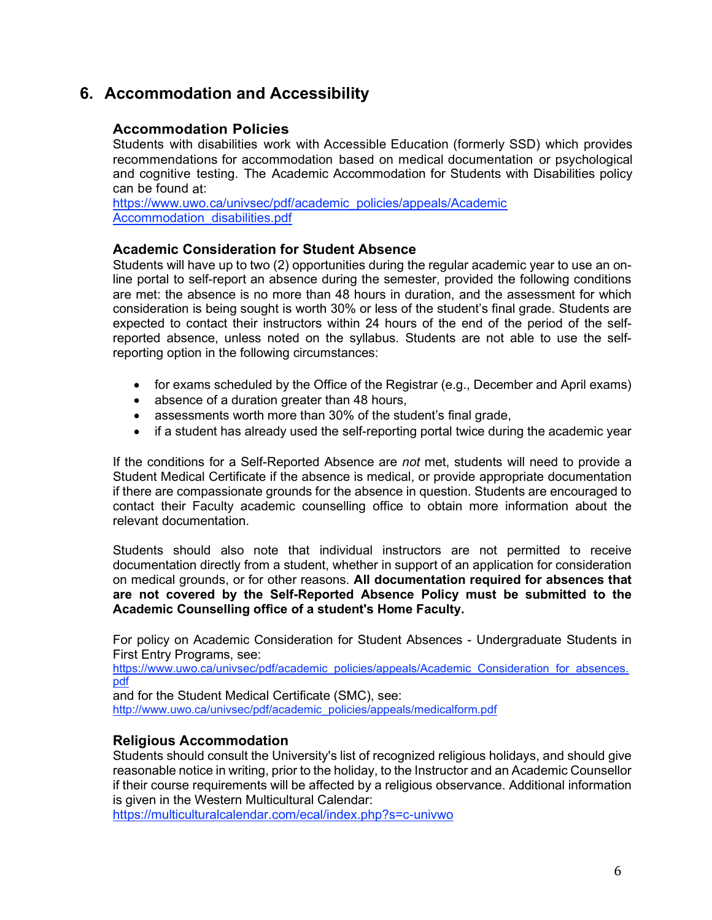## 6. Accommodation and Accessibility

### Accommodation Policies

Students with disabilities work with Accessible Education (formerly SSD) which provides recommendations for accommodation based on medical documentation or psychological and cognitive testing. The Academic Accommodation for Students with Disabilities policy can be found at:
https://www.uwo.ca/univsec/pdf/academic_policies/appeals/Academic Accommodation_disabilities.pdf

### Academic Consideration for Student Absence

Students will have up to two (2) opportunities during the regular academic year to use an on-line portal to self-report an absence during the semester, provided the following conditions are met: the absence is no more than 48 hours in duration, and the assessment for which consideration is being sought is worth 30% or less of the student's final grade. Students are expected to contact their instructors within 24 hours of the end of the period of the self-reported absence, unless noted on the syllabus. Students are not able to use the self-reporting option in the following circumstances:

- for exams scheduled by the Office of the Registrar (e.g., December and April exams)
- absence of a duration greater than 48 hours,
- assessments worth more than 30% of the student's final grade,
- if a student has already used the self-reporting portal twice during the academic year

If the conditions for a Self-Reported Absence are *not* met, students will need to provide a Student Medical Certificate if the absence is medical, or provide appropriate documentation if there are compassionate grounds for the absence in question. Students are encouraged to contact their Faculty academic counselling office to obtain more information about the relevant documentation.

Students should also note that individual instructors are not permitted to receive documentation directly from a student, whether in support of an application for consideration on medical grounds, or for other reasons. **All documentation required for absences that are not covered by the Self-Reported Absence Policy must be submitted to the Academic Counselling office of a student's Home Faculty.**

For policy on Academic Consideration for Student Absences - Undergraduate Students in First Entry Programs, see:
https://www.uwo.ca/univsec/pdf/academic_policies/appeals/Academic_Consideration_for_absences.pdf
and for the Student Medical Certificate (SMC), see:
http://www.uwo.ca/univsec/pdf/academic_policies/appeals/medicalform.pdf

### Religious Accommodation

Students should consult the University's list of recognized religious holidays, and should give reasonable notice in writing, prior to the holiday, to the Instructor and an Academic Counsellor if their course requirements will be affected by a religious observance. Additional information is given in the Western Multicultural Calendar:
https://multiculturalcalendar.com/ecal/index.php?s=c-univwo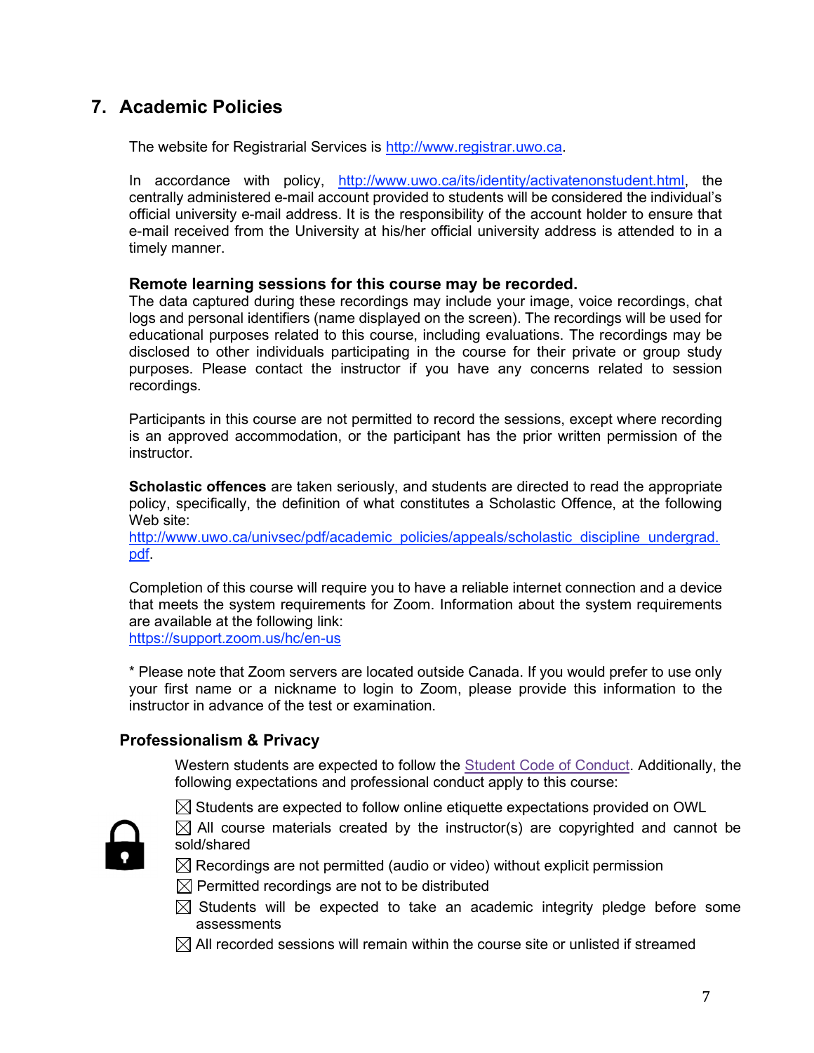## 7. Academic Policies

The website for Registrarial Services is http://www.registrar.uwo.ca.

In accordance with policy, http://www.uwo.ca/its/identity/activatenonstudent.html, the centrally administered e-mail account provided to students will be considered the individual's official university e-mail address. It is the responsibility of the account holder to ensure that e-mail received from the University at his/her official university address is attended to in a timely manner.

**Remote learning sessions for this course may be recorded.**
The data captured during these recordings may include your image, voice recordings, chat logs and personal identifiers (name displayed on the screen). The recordings will be used for educational purposes related to this course, including evaluations. The recordings may be disclosed to other individuals participating in the course for their private or group study purposes. Please contact the instructor if you have any concerns related to session recordings.

Participants in this course are not permitted to record the sessions, except where recording is an approved accommodation, or the participant has the prior written permission of the instructor.

**Scholastic offences** are taken seriously, and students are directed to read the appropriate policy, specifically, the definition of what constitutes a Scholastic Offence, at the following Web site:
http://www.uwo.ca/univsec/pdf/academic_policies/appeals/scholastic_discipline_undergrad.pdf.

Completion of this course will require you to have a reliable internet connection and a device that meets the system requirements for Zoom. Information about the system requirements are available at the following link:
https://support.zoom.us/hc/en-us

* Please note that Zoom servers are located outside Canada. If you would prefer to use only your first name or a nickname to login to Zoom, please provide this information to the instructor in advance of the test or examination.

### Professionalism & Privacy

Western students are expected to follow the Student Code of Conduct. Additionally, the following expectations and professional conduct apply to this course:

- ☒ Students are expected to follow online etiquette expectations provided on OWL
- ☒ All course materials created by the instructor(s) are copyrighted and cannot be sold/shared
- ☒ Recordings are not permitted (audio or video) without explicit permission
- ☒ Permitted recordings are not to be distributed
- ☒ Students will be expected to take an academic integrity pledge before some assessments
- ☒ All recorded sessions will remain within the course site or unlisted if streamed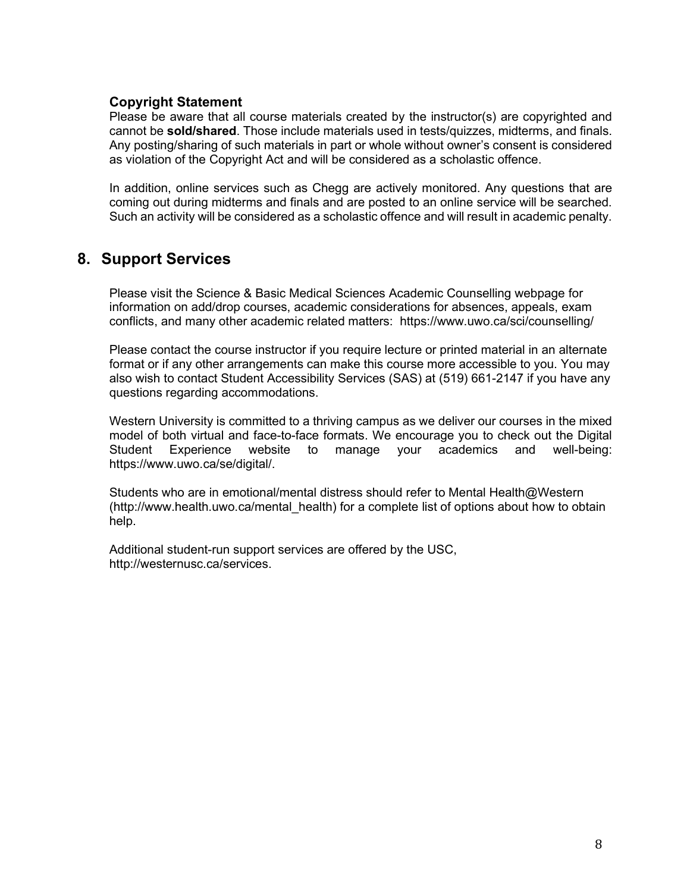### Copyright Statement

Please be aware that all course materials created by the instructor(s) are copyrighted and cannot be **sold/shared**. Those include materials used in tests/quizzes, midterms, and finals. Any posting/sharing of such materials in part or whole without owner's consent is considered as violation of the Copyright Act and will be considered as a scholastic offence.

In addition, online services such as Chegg are actively monitored. Any questions that are coming out during midterms and finals and are posted to an online service will be searched. Such an activity will be considered as a scholastic offence and will result in academic penalty.

## 8. Support Services

Please visit the Science & Basic Medical Sciences Academic Counselling webpage for information on add/drop courses, academic considerations for absences, appeals, exam conflicts, and many other academic related matters: https://www.uwo.ca/sci/counselling/

Please contact the course instructor if you require lecture or printed material in an alternate format or if any other arrangements can make this course more accessible to you. You may also wish to contact Student Accessibility Services (SAS) at (519) 661-2147 if you have any questions regarding accommodations.

Western University is committed to a thriving campus as we deliver our courses in the mixed model of both virtual and face-to-face formats. We encourage you to check out the Digital Student Experience website to manage your academics and well-being: https://www.uwo.ca/se/digital/.

Students who are in emotional/mental distress should refer to Mental Health@Western (http://www.health.uwo.ca/mental_health) for a complete list of options about how to obtain help.

Additional student-run support services are offered by the USC, http://westernusc.ca/services.